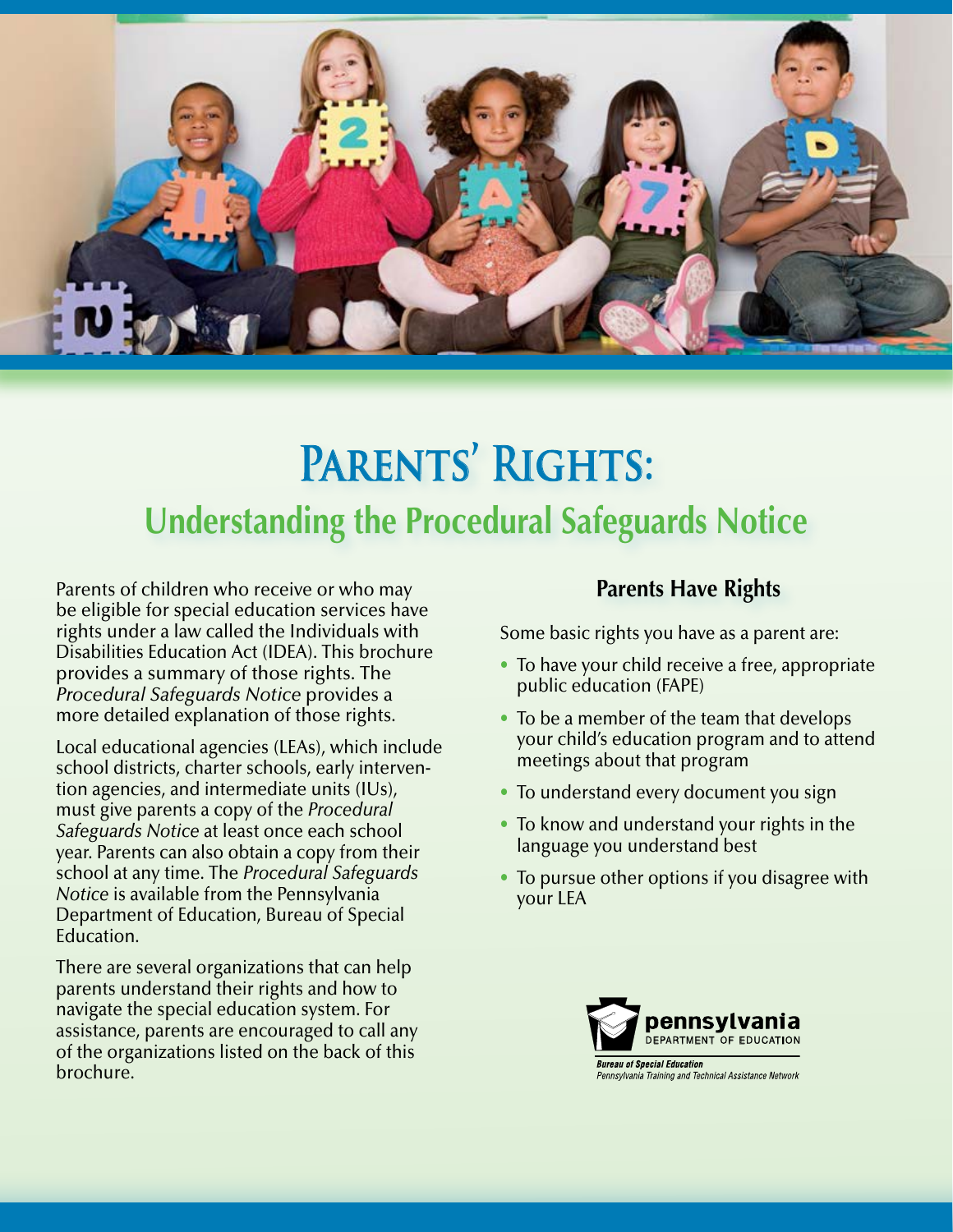# Parents' Rights:

## Understanding the Procedural Safeguards Notice

Parents of children who receive or who may be eligible for special education services have rights under a law called the Individuals with Disabilities Education Act (IDEA). This brochure provides a summary of those rights. The *Procedural Safeguards Notice* provides a more detailed explanation of those rights.

Local educational agencies (LEAs), which include school districts, charter schools, early intervention agencies, and intermediate units (IUs), must give parents a copy of the *Procedural Safeguards Notice* at least once each school year. Parents can also obtain a copy from their school at any time. The *Procedural Safeguards Notice* is available from the Pennsylvania Department of Education, Bureau of Special Education.

There are several organizations that can help parents understand their rights and how to navigate the special education system. For assistance, parents are encouraged to call any of the organizations listed on the back of this brochure.

### Parents Have Rights

Some basic rights you have as a parent are:

- To have your child receive a free, appropriate public education (FAPE)
- To be a member of the team that develops your child's education program and to attend meetings about that program
- To understand every document you sign
- To know and understand your rights in the language you understand best
- To pursue other options if you disagree with your LEA

pennsylvania DEPARTMENT OF EDUCATION

*Bureau of Special Education*
*Pennsylvania Training and Technical Assistance Network*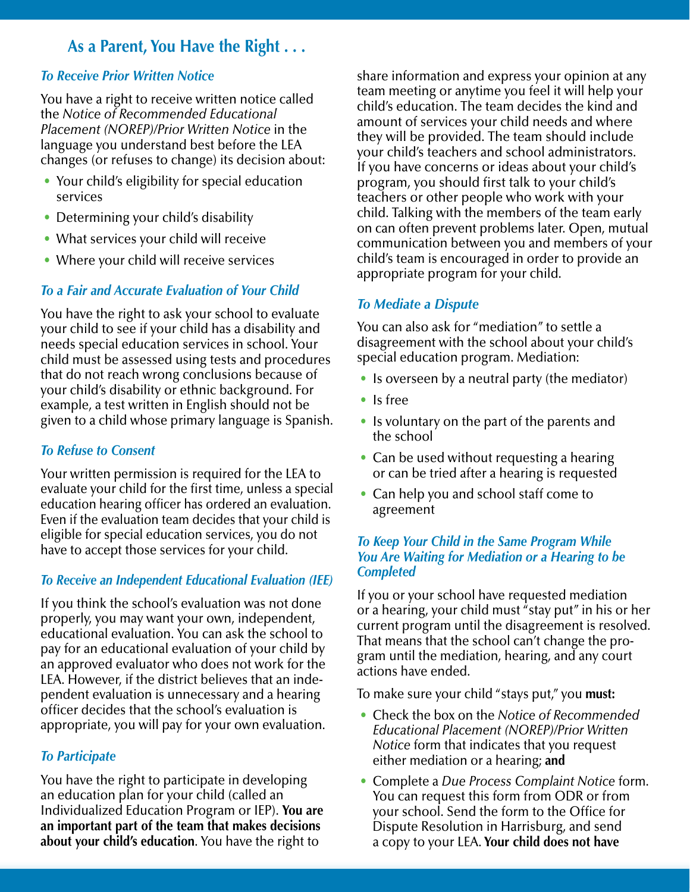## As a Parent, You Have the Right . . .

### *To Receive Prior Written Notice*

You have a right to receive written notice called the *Notice of Recommended Educational Placement (NOREP)/Prior Written Notice* in the language you understand best before the LEA changes (or refuses to change) its decision about:

- Your child's eligibility for special education services
- Determining your child's disability
- What services your child will receive
- Where your child will receive services

### *To a Fair and Accurate Evaluation of Your Child*

You have the right to ask your school to evaluate your child to see if your child has a disability and needs special education services in school. Your child must be assessed using tests and procedures that do not reach wrong conclusions because of your child's disability or ethnic background. For example, a test written in English should not be given to a child whose primary language is Spanish.

### *To Refuse to Consent*

Your written permission is required for the LEA to evaluate your child for the first time, unless a special education hearing officer has ordered an evaluation. Even if the evaluation team decides that your child is eligible for special education services, you do not have to accept those services for your child.

### *To Receive an Independent Educational Evaluation (IEE)*

If you think the school's evaluation was not done properly, you may want your own, independent, educational evaluation. You can ask the school to pay for an educational evaluation of your child by an approved evaluator who does not work for the LEA. However, if the district believes that an independent evaluation is unnecessary and a hearing officer decides that the school's evaluation is appropriate, you will pay for your own evaluation.

### *To Participate*

You have the right to participate in developing an education plan for your child (called an Individualized Education Program or IEP). **You are an important part of the team that makes decisions about your child's education**. You have the right to share information and express your opinion at any team meeting or anytime you feel it will help your child's education. The team decides the kind and amount of services your child needs and where they will be provided. The team should include your child's teachers and school administrators. If you have concerns or ideas about your child's program, you should first talk to your child's teachers or other people who work with your child. Talking with the members of the team early on can often prevent problems later. Open, mutual communication between you and members of your child's team is encouraged in order to provide an appropriate program for your child.

### *To Mediate a Dispute*

You can also ask for "mediation" to settle a disagreement with the school about your child's special education program. Mediation:

- Is overseen by a neutral party (the mediator)
- Is free
- Is voluntary on the part of the parents and the school
- Can be used without requesting a hearing or can be tried after a hearing is requested
- Can help you and school staff come to agreement

### *To Keep Your Child in the Same Program While You Are Waiting for Mediation or a Hearing to be Completed*

If you or your school have requested mediation or a hearing, your child must "stay put" in his or her current program until the disagreement is resolved. That means that the school can't change the program until the mediation, hearing, and any court actions have ended.

To make sure your child "stays put," you **must:**

- Check the box on the *Notice of Recommended Educational Placement (NOREP)/Prior Written Notice* form that indicates that you request either mediation or a hearing; **and**
- Complete a *Due Process Complaint Notice* form. You can request this form from ODR or from your school. Send the form to the Office for Dispute Resolution in Harrisburg, and send a copy to your LEA. **Your child does not have**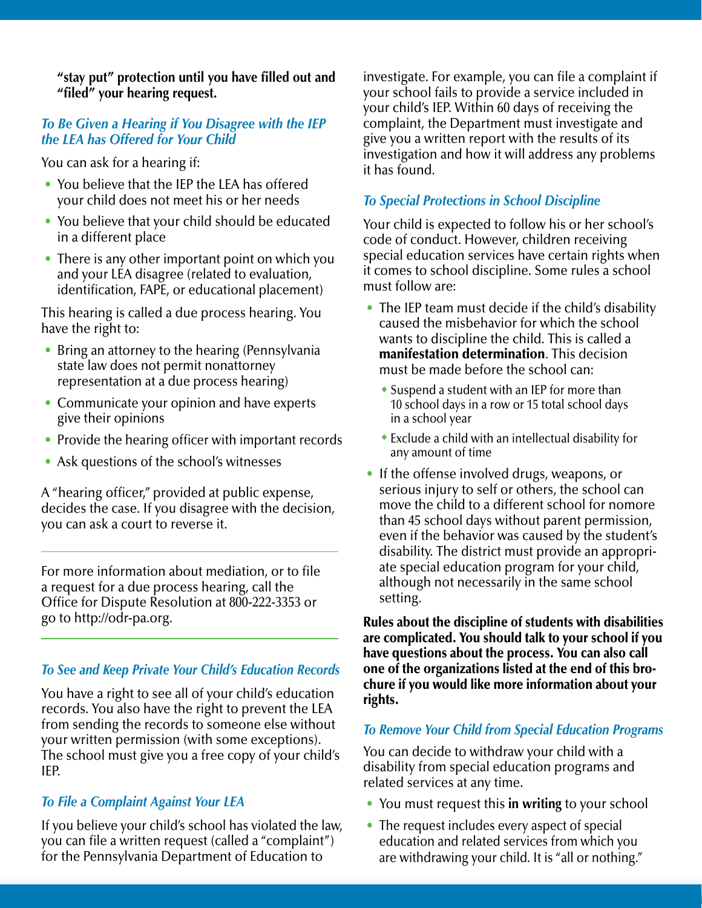**"stay put" protection until you have filled out and "filed" your hearing request.**

### *To Be Given a Hearing if You Disagree with the IEP the LEA has Offered for Your Child*

You can ask for a hearing if:

- You believe that the IEP the LEA has offered your child does not meet his or her needs
- You believe that your child should be educated in a different place
- There is any other important point on which you and your LEA disagree (related to evaluation, identification, FAPE, or educational placement)

This hearing is called a due process hearing. You have the right to:

- Bring an attorney to the hearing (Pennsylvania state law does not permit nonattorney representation at a due process hearing)
- Communicate your opinion and have experts give their opinions
- Provide the hearing officer with important records
- Ask questions of the school's witnesses

A "hearing officer," provided at public expense, decides the case. If you disagree with the decision, you can ask a court to reverse it.

---

For more information about mediation, or to file a request for a due process hearing, call the Office for Dispute Resolution at 800-222-3353 or go to http://odr-pa.org.

---

### *To See and Keep Private Your Child's Education Records*

You have a right to see all of your child's education records. You also have the right to prevent the LEA from sending the records to someone else without your written permission (with some exceptions). The school must give you a free copy of your child's IEP.

### *To File a Complaint Against Your LEA*

If you believe your child's school has violated the law, you can file a written request (called a "complaint") for the Pennsylvania Department of Education to investigate. For example, you can file a complaint if your school fails to provide a service included in your child's IEP. Within 60 days of receiving the complaint, the Department must investigate and give you a written report with the results of its investigation and how it will address any problems it has found.

### *To Special Protections in School Discipline*

Your child is expected to follow his or her school's code of conduct. However, children receiving special education services have certain rights when it comes to school discipline. Some rules a school must follow are:

- The IEP team must decide if the child's disability caused the misbehavior for which the school wants to discipline the child. This is called a **manifestation determination**. This decision must be made before the school can:
  - Suspend a student with an IEP for more than 10 school days in a row or 15 total school days in a school year
  - Exclude a child with an intellectual disability for any amount of time
- If the offense involved drugs, weapons, or serious injury to self or others, the school can move the child to a different school for nomore than 45 school days without parent permission, even if the behavior was caused by the student's disability. The district must provide an appropriate special education program for your child, although not necessarily in the same school setting.

**Rules about the discipline of students with disabilities are complicated. You should talk to your school if you have questions about the process. You can also call one of the organizations listed at the end of this brochure if you would like more information about your rights.**

### *To Remove Your Child from Special Education Programs*

You can decide to withdraw your child with a disability from special education programs and related services at any time.

- You must request this **in writing** to your school
- The request includes every aspect of special education and related services from which you are withdrawing your child. It is "all or nothing."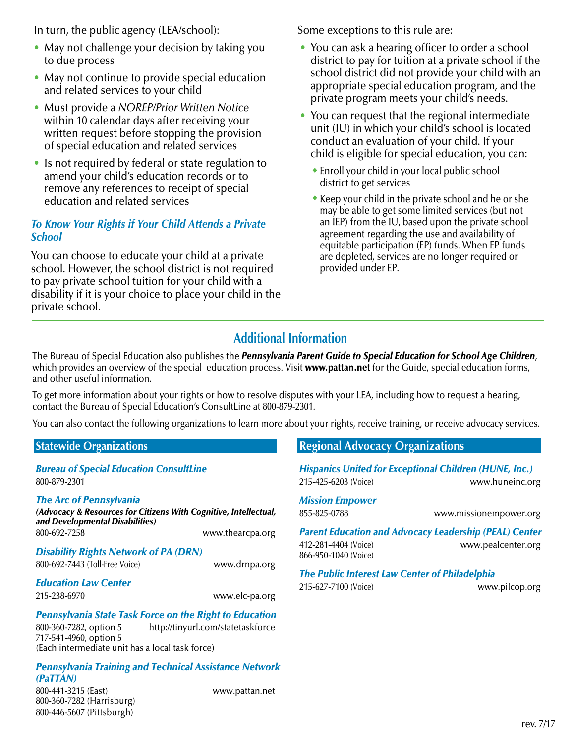In turn, the public agency (LEA/school):

- May not challenge your decision by taking you to due process
- May not continue to provide special education and related services to your child
- Must provide a *NOREP/Prior Written Notice* within 10 calendar days after receiving your written request before stopping the provision of special education and related services
- Is not required by federal or state regulation to amend your child's education records or to remove any references to receipt of special education and related services

### *To Know Your Rights if Your Child Attends a Private School*

You can choose to educate your child at a private school. However, the school district is not required to pay private school tuition for your child with a disability if it is your choice to place your child in the private school.

Some exceptions to this rule are:

- You can ask a hearing officer to order a school district to pay for tuition at a private school if the school district did not provide your child with an appropriate special education program, and the private program meets your child's needs.
- You can request that the regional intermediate unit (IU) in which your child's school is located conduct an evaluation of your child. If your child is eligible for special education, you can:
  - Enroll your child in your local public school district to get services
  - Keep your child in the private school and he or she may be able to get some limited services (but not an IEP) from the IU, based upon the private school agreement regarding the use and availability of equitable participation (EP) funds. When EP funds are depleted, services are no longer required or provided under EP.

## Additional Information

The Bureau of Special Education also publishes the ***Pennsylvania Parent Guide to Special Education for School Age Children***, which provides an overview of the special education process. Visit **www.pattan.net** for the Guide, special education forms, and other useful information.

To get more information about your rights or how to resolve disputes with your LEA, including how to request a hearing, contact the Bureau of Special Education's ConsultLine at 800-879-2301.

You can also contact the following organizations to learn more about your rights, receive training, or receive advocacy services.

### Statewide Organizations

***Bureau of Special Education ConsultLine***
800-879-2301

***The Arc of Pennsylvania***
***(Advocacy & Resources for Citizens With Cognitive, Intellectual, and Developmental Disabilities)***
800-692-7258 www.thearcpa.org

***Disability Rights Network of PA (DRN)***
800-692-7443 (Toll-Free Voice) www.drnpa.org

***Education Law Center***
215-238-6970 www.elc-pa.org

***Pennsylvania State Task Force on the Right to Education***
800-360-7282, option 5 http://tinyurl.com/statetaskforce
717-541-4960, option 5
(Each intermediate unit has a local task force)

***Pennsylvania Training and Technical Assistance Network (PaTTAN)***
800-441-3215 (East) www.pattan.net
800-360-7282 (Harrisburg)
800-446-5607 (Pittsburgh)

### Regional Advocacy Organizations

***Hispanics United for Exceptional Children (HUNE, Inc.)***
215-425-6203 (Voice) www.huneinc.org

***Mission Empower***
855-825-0788 www.missionempower.org

***Parent Education and Advocacy Leadership (PEAL) Center***
412-281-4404 (Voice) www.pealcenter.org
866-950-1040 (Voice)

***The Public Interest Law Center of Philadelphia***
215-627-7100 (Voice) www.pilcop.org

rev. 7/17